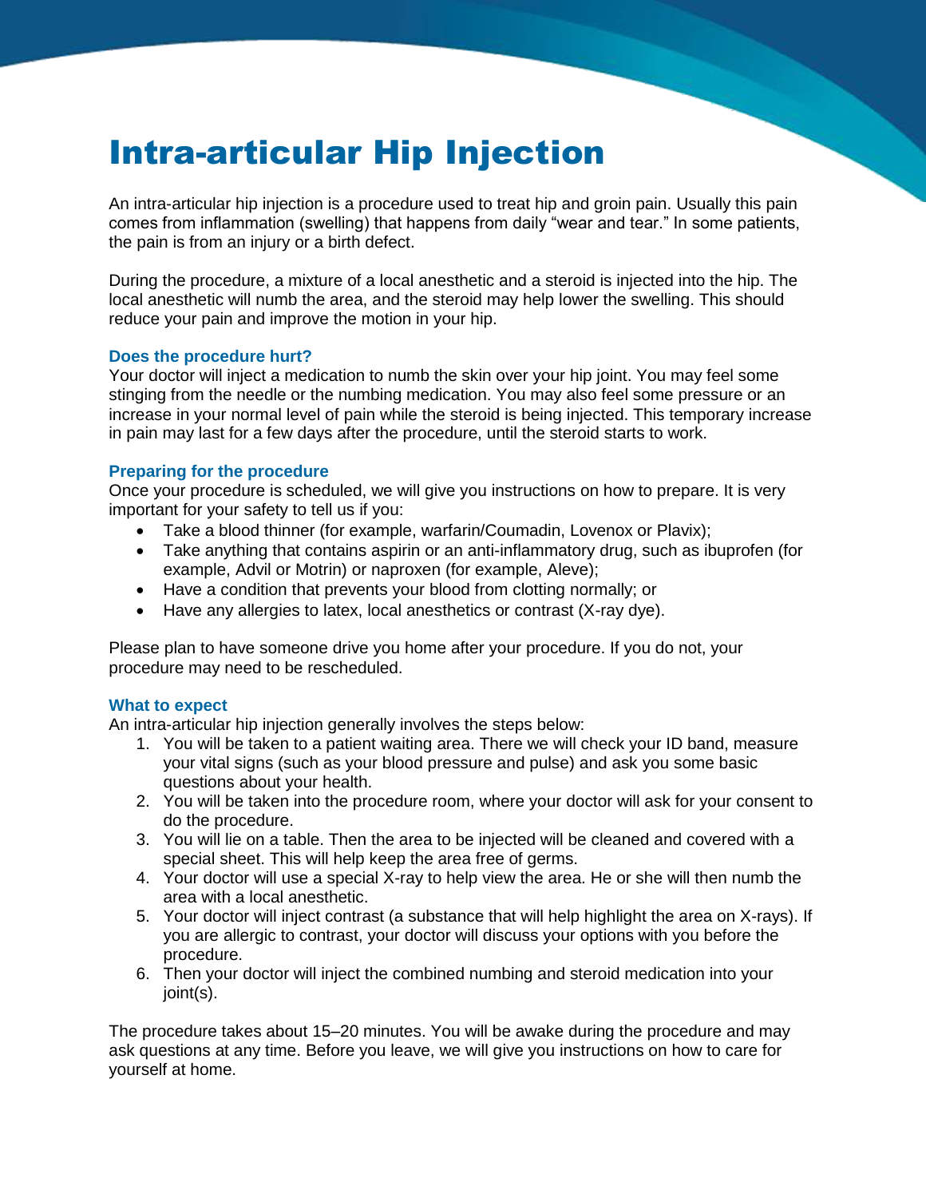# Intra-articular Hip Injection

An intra-articular hip injection is a procedure used to treat hip and groin pain. Usually this pain comes from inflammation (swelling) that happens from daily "wear and tear." In some patients, the pain is from an injury or a birth defect.

During the procedure, a mixture of a local anesthetic and a steroid is injected into the hip. The local anesthetic will numb the area, and the steroid may help lower the swelling. This should reduce your pain and improve the motion in your hip.

### Does the procedure hurt?

Your doctor will inject a medication to numb the skin over your hip joint. You may feel some stinging from the needle or the numbing medication. You may also feel some pressure or an increase in your normal level of pain while the steroid is being injected. This temporary increase in pain may last for a few days after the procedure, until the steroid starts to work.

### Preparing for the procedure

Once your procedure is scheduled, we will give you instructions on how to prepare. It is very important for your safety to tell us if you:

- Take a blood thinner (for example, warfarin/Coumadin, Lovenox or Plavix);
- Take anything that contains aspirin or an anti-inflammatory drug, such as ibuprofen (for example, Advil or Motrin) or naproxen (for example, Aleve);
- Have a condition that prevents your blood from clotting normally; or
- Have any allergies to latex, local anesthetics or contrast (X-ray dye).

Please plan to have someone drive you home after your procedure. If you do not, your procedure may need to be rescheduled.

### What to expect

An intra-articular hip injection generally involves the steps below:

1. You will be taken to a patient waiting area. There we will check your ID band, measure your vital signs (such as your blood pressure and pulse) and ask you some basic questions about your health.
2. You will be taken into the procedure room, where your doctor will ask for your consent to do the procedure.
3. You will lie on a table. Then the area to be injected will be cleaned and covered with a special sheet. This will help keep the area free of germs.
4. Your doctor will use a special X-ray to help view the area. He or she will then numb the area with a local anesthetic.
5. Your doctor will inject contrast (a substance that will help highlight the area on X-rays). If you are allergic to contrast, your doctor will discuss your options with you before the procedure.
6. Then your doctor will inject the combined numbing and steroid medication into your joint(s).

The procedure takes about 15–20 minutes. You will be awake during the procedure and may ask questions at any time. Before you leave, we will give you instructions on how to care for yourself at home.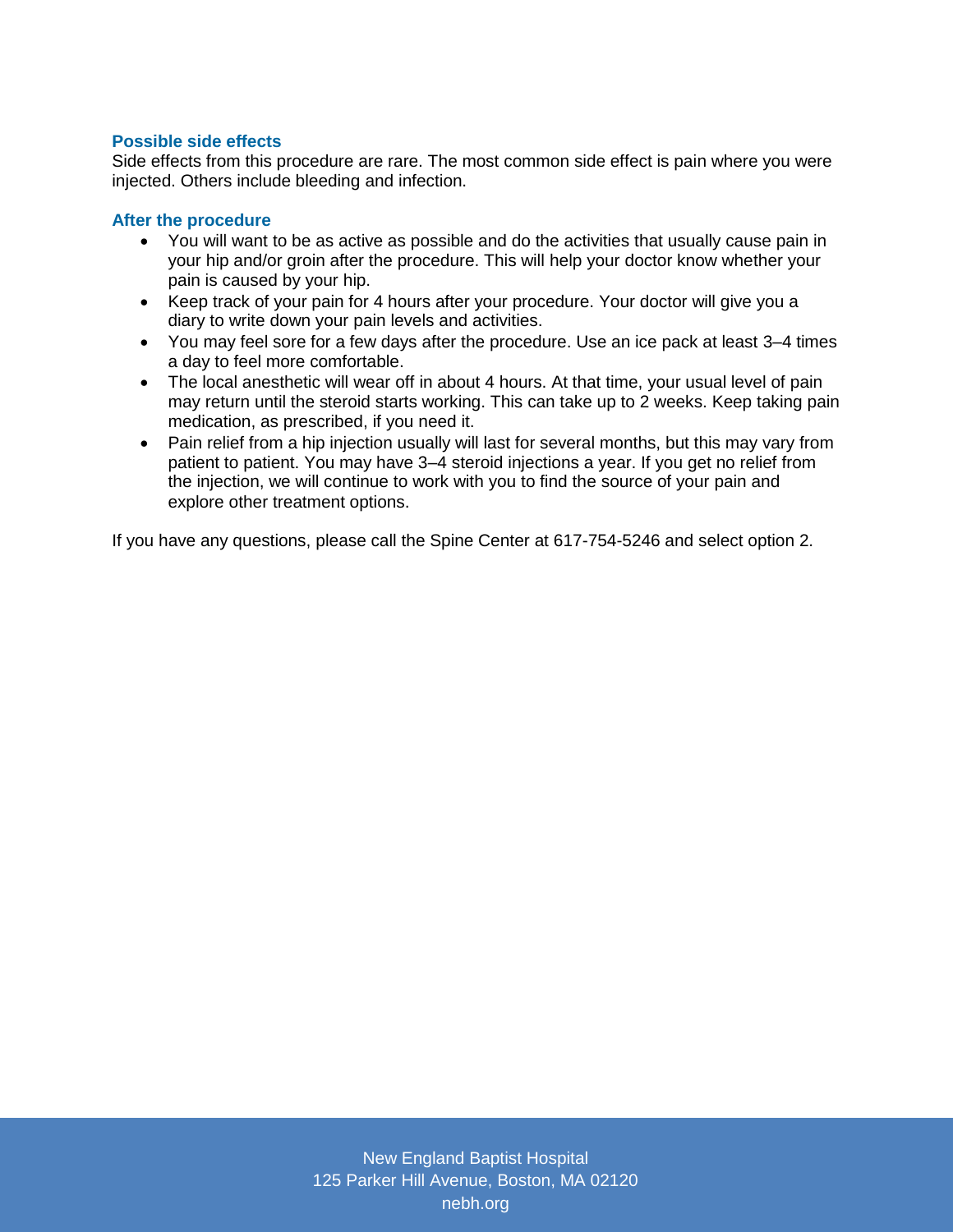## Possible side effects

Side effects from this procedure are rare. The most common side effect is pain where you were injected. Others include bleeding and infection.

## After the procedure

- You will want to be as active as possible and do the activities that usually cause pain in your hip and/or groin after the procedure. This will help your doctor know whether your pain is caused by your hip.
- Keep track of your pain for 4 hours after your procedure. Your doctor will give you a diary to write down your pain levels and activities.
- You may feel sore for a few days after the procedure. Use an ice pack at least 3–4 times a day to feel more comfortable.
- The local anesthetic will wear off in about 4 hours. At that time, your usual level of pain may return until the steroid starts working. This can take up to 2 weeks. Keep taking pain medication, as prescribed, if you need it.
- Pain relief from a hip injection usually will last for several months, but this may vary from patient to patient. You may have 3–4 steroid injections a year. If you get no relief from the injection, we will continue to work with you to find the source of your pain and explore other treatment options.

If you have any questions, please call the Spine Center at 617-754-5246 and select option 2.

New England Baptist Hospital
125 Parker Hill Avenue, Boston, MA 02120
nebh.org